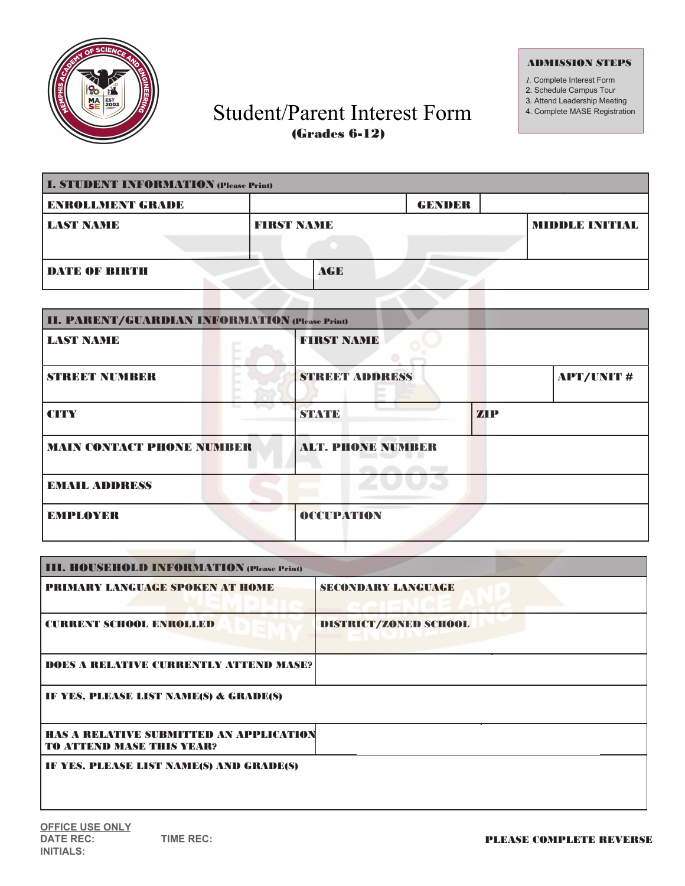# Student/Parent Interest Form

**(Grades 6-12)**

**ADMISSION STEPS**

1. Complete Interest Form
2. Schedule Campus Tour
3. Attend Leadership Meeting
4. Complete MASE Registration

## I. STUDENT INFORMATION (Please Print)

| ENROLLMENT GRADE | | GENDER | |
|---|---|---|---|
| LAST NAME | FIRST NAME | | MIDDLE INITIAL |
| DATE OF BIRTH | AGE | | |

## II. PARENT/GUARDIAN INFORMATION (Please Print)

| LAST NAME | FIRST NAME | |
|---|---|---|
| STREET NUMBER | STREET ADDRESS | APT/UNIT # |
| CITY | STATE | ZIP |
| MAIN CONTACT PHONE NUMBER | ALT. PHONE NUMBER | |
| EMAIL ADDRESS | | |
| EMPLOYER | OCCUPATION | |

## III. HOUSEHOLD INFORMATION (Please Print)

| PRIMARY LANGUAGE SPOKEN AT HOME | SECONDARY LANGUAGE |
|---|---|
| CURRENT SCHOOL ENROLLED | DISTRICT/ZONED SCHOOL |
| DOES A RELATIVE CURRENTLY ATTEND MASE? | |
| IF YES, PLEASE LIST NAME(S) & GRADE(S) | |
| HAS A RELATIVE SUBMITTED AN APPLICATION TO ATTEND MASE THIS YEAR? | |
| IF YES, PLEASE LIST NAME(S) AND GRADE(S) | |

OFFICE USE ONLY
DATE REC: TIME REC:
INITIALS:

**PLEASE COMPLETE REVERSE**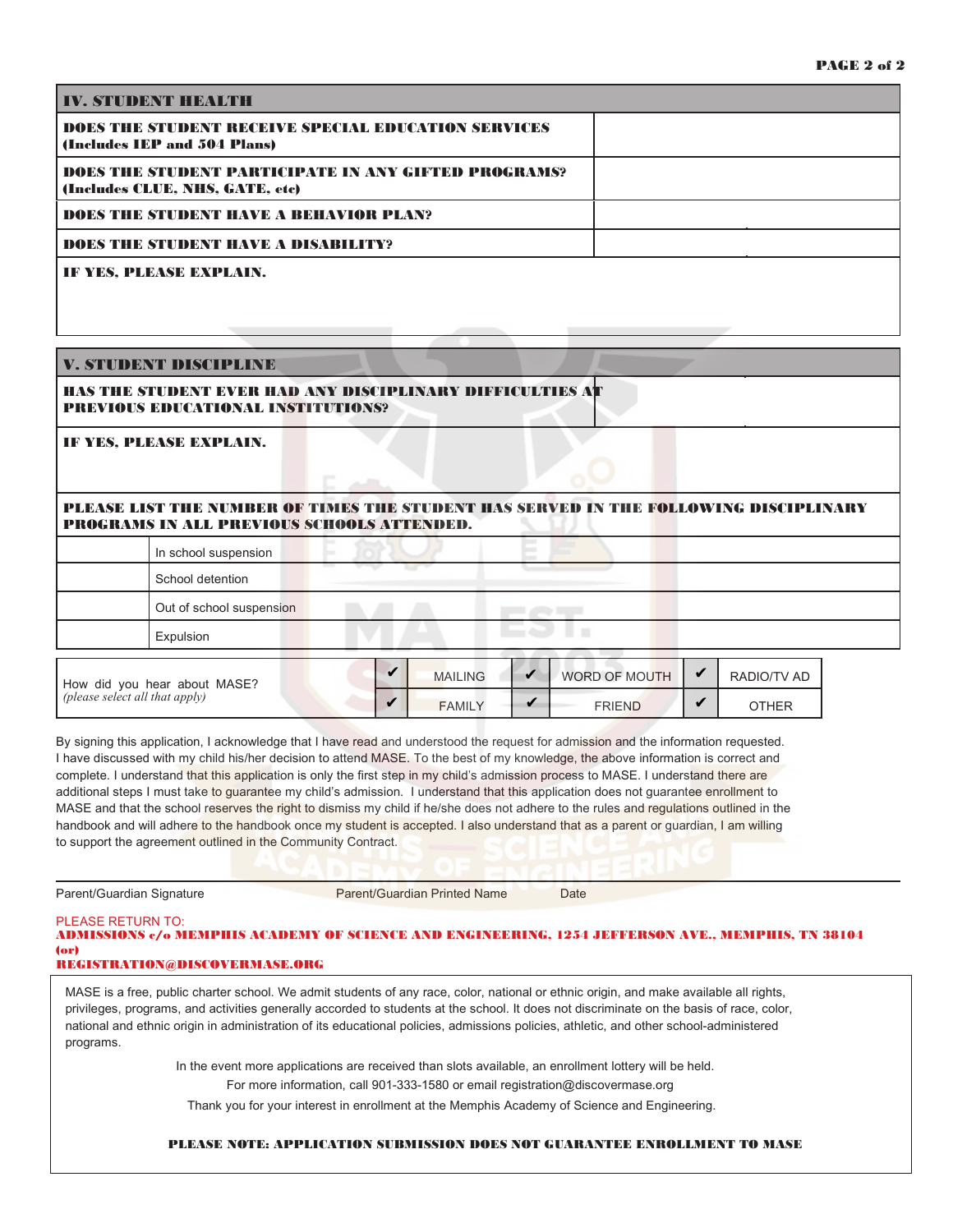## IV. STUDENT HEALTH

| | |
|---|---|
| **DOES THE STUDENT RECEIVE SPECIAL EDUCATION SERVICES (Includes IEP and 504 Plans)** | |
| **DOES THE STUDENT PARTICIPATE IN ANY GIFTED PROGRAMS? (Includes CLUE, NHS, GATE, etc)** | |
| **DOES THE STUDENT HAVE A BEHAVIOR PLAN?** | |
| **DOES THE STUDENT HAVE A DISABILITY?** | |

**IF YES, PLEASE EXPLAIN.**

## V. STUDENT DISCIPLINE

| | |
|---|---|
| **HAS THE STUDENT EVER HAD ANY DISCIPLINARY DIFFICULTIES AT PREVIOUS EDUCATIONAL INSTITUTIONS?** | |

**IF YES, PLEASE EXPLAIN.**

**PLEASE LIST THE NUMBER OF TIMES THE STUDENT HAS SERVED IN THE FOLLOWING DISCIPLINARY PROGRAMS IN ALL PREVIOUS SCHOOLS ATTENDED.**

| | |
|---|---|
| | In school suspension |
| | School detention |
| | Out of school suspension |
| | Expulsion |

| | | | | | | |
|---|---|---|---|---|---|---|
| How did you hear about MASE? *(please select all that apply)* | ✔ | MAILING | ✔ | WORD OF MOUTH | ✔ | RADIO/TV AD |
| | ✔ | FAMILY | ✔ | FRIEND | ✔ | OTHER |

By signing this application, I acknowledge that I have read and understood the request for admission and the information requested. I have discussed with my child his/her decision to attend MASE. To the best of my knowledge, the above information is correct and complete. I understand that this application is only the first step in my child's admission process to MASE. I understand there are additional steps I must take to guarantee my child's admission. I understand that this application does not guarantee enrollment to MASE and that the school reserves the right to dismiss my child if he/she does not adhere to the rules and regulations outlined in the handbook and will adhere to the handbook once my student is accepted. I also understand that as a parent or guardian, I am willing to support the agreement outlined in the Community Contract.

Parent/Guardian Signature　　Parent/Guardian Printed Name　　Date

PLEASE RETURN TO:
**ADMISSIONS c/o MEMPHIS ACADEMY OF SCIENCE AND ENGINEERING, 1254 JEFFERSON AVE., MEMPHIS, TN 38104**
**(or)**
**REGISTRATION@DISCOVERMASE.ORG**

MASE is a free, public charter school. We admit students of any race, color, national or ethnic origin, and make available all rights, privileges, programs, and activities generally accorded to students at the school. It does not discriminate on the basis of race, color, national and ethnic origin in administration of its educational policies, admissions policies, athletic, and other school-administered programs.

In the event more applications are received than slots available, an enrollment lottery will be held.

For more information, call 901-333-1580 or email registration@discovermase.org

Thank you for your interest in enrollment at the Memphis Academy of Science and Engineering.

**PLEASE NOTE: APPLICATION SUBMISSION DOES NOT GUARANTEE ENROLLMENT TO MASE**